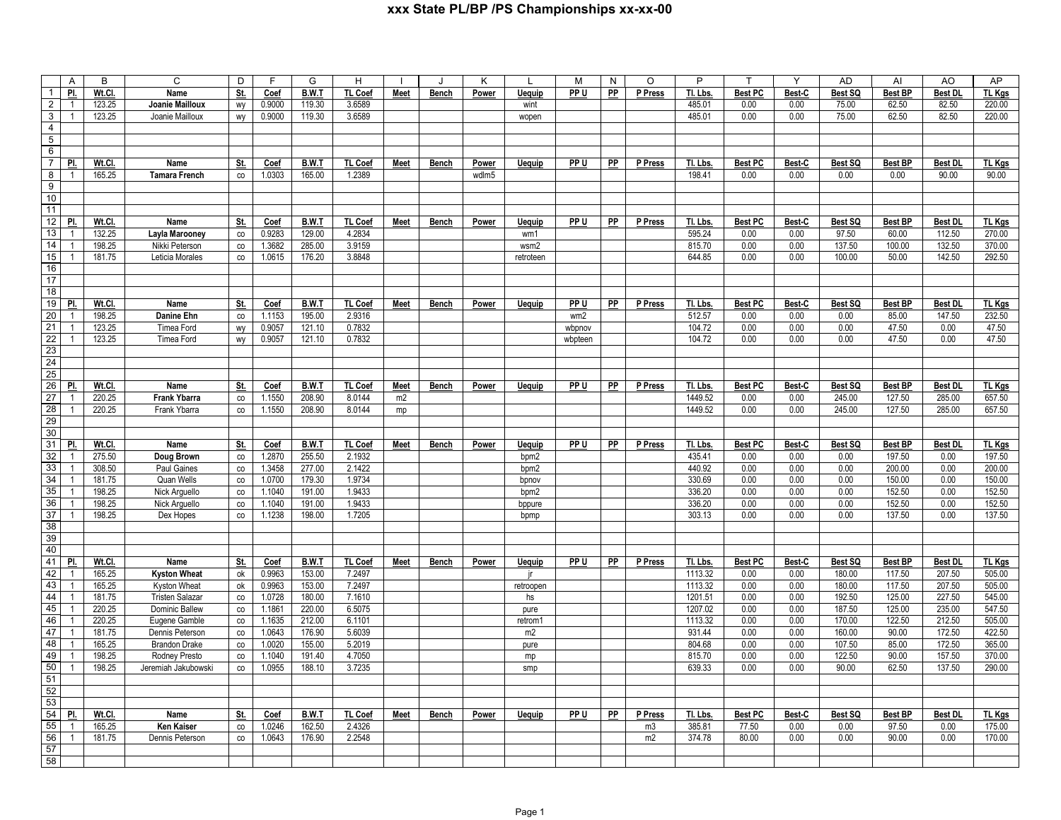# xxx State PL/BP /PS Championships xx-xx-00

| | A | B | C | D | F | G | H | I | J | K | L | M | N | O | P | T | Y | AD | AI | AO | AP |
|---|---|---|---|---|---|---|---|---|---|---|---|---|---|---|---|---|---|---|---|---|---|
| 1 | Pl. | Wt.Cl. | Name | St. | Coef | B.W.T | TL Coef | Meet | Bench | Power | Uequip | PP U | PP | P Press | Tl. Lbs. | Best PC | Best-C | Best SQ | Best BP | Best DL | TL Kgs |
| 2 | 1 | 123.25 | **Joanie Mailloux** | wy | 0.9000 | 119.30 | 3.6589 | | | | wint | | | | 485.01 | 0.00 | 0.00 | 75.00 | 62.50 | 82.50 | 220.00 |
| 3 | 1 | 123.25 | Joanie Mailloux | wy | 0.9000 | 119.30 | 3.6589 | | | | wopen | | | | 485.01 | 0.00 | 0.00 | 75.00 | 62.50 | 82.50 | 220.00 |
| 4 | | | | | | | | | | | | | | | | | | | | | |
| 5 | | | | | | | | | | | | | | | | | | | | | |
| 6 | | | | | | | | | | | | | | | | | | | | | |
| 7 | Pl. | Wt.Cl. | Name | St. | Coef | B.W.T | TL Coef | Meet | Bench | Power | Uequip | PP U | PP | P Press | Tl. Lbs. | Best PC | Best-C | Best SQ | Best BP | Best DL | TL Kgs |
| 8 | 1 | 165.25 | **Tamara French** | co | 1.0303 | 165.00 | 1.2389 | | | wdlm5 | | | | | 198.41 | 0.00 | 0.00 | 0.00 | 0.00 | 90.00 | 90.00 |
| 9 | | | | | | | | | | | | | | | | | | | | | |
| 10 | | | | | | | | | | | | | | | | | | | | | |
| 11 | | | | | | | | | | | | | | | | | | | | | |
| 12 | Pl. | Wt.Cl. | Name | St. | Coef | B.W.T | TL Coef | Meet | Bench | Power | Uequip | PP U | PP | P Press | Tl. Lbs. | Best PC | Best-C | Best SQ | Best BP | Best DL | TL Kgs |
| 13 | 1 | 132.25 | **Layla Marooney** | co | 0.9283 | 129.00 | 4.2834 | | | | wm1 | | | | 595.24 | 0.00 | 0.00 | 97.50 | 60.00 | 112.50 | 270.00 |
| 14 | 1 | 198.25 | Nikki Peterson | co | 1.3682 | 285.00 | 3.9159 | | | | wsm2 | | | | 815.70 | 0.00 | 0.00 | 137.50 | 100.00 | 132.50 | 370.00 |
| 15 | 1 | 181.75 | Leticia Morales | co | 1.0615 | 176.20 | 3.8848 | | | | retroteen | | | | 644.85 | 0.00 | 0.00 | 100.00 | 50.00 | 142.50 | 292.50 |
| 16 | | | | | | | | | | | | | | | | | | | | | |
| 17 | | | | | | | | | | | | | | | | | | | | | |
| 18 | | | | | | | | | | | | | | | | | | | | | |
| 19 | Pl. | Wt.Cl. | Name | St. | Coef | B.W.T | TL Coef | Meet | Bench | Power | Uequip | PP U | PP | P Press | Tl. Lbs. | Best PC | Best-C | Best SQ | Best BP | Best DL | TL Kgs |
| 20 | 1 | 198.25 | **Danine Ehn** | co | 1.1153 | 195.00 | 2.9316 | | | | | wm2 | | | 512.57 | 0.00 | 0.00 | 0.00 | 85.00 | 147.50 | 232.50 |
| 21 | 1 | 123.25 | Timea Ford | wy | 0.9057 | 121.10 | 0.7832 | | | | | wbpnov | | | 104.72 | 0.00 | 0.00 | 0.00 | 47.50 | 0.00 | 47.50 |
| 22 | 1 | 123.25 | Timea Ford | wy | 0.9057 | 121.10 | 0.7832 | | | | | wbpteen | | | 104.72 | 0.00 | 0.00 | 0.00 | 47.50 | 0.00 | 47.50 |
| 23 | | | | | | | | | | | | | | | | | | | | | |
| 24 | | | | | | | | | | | | | | | | | | | | | |
| 25 | | | | | | | | | | | | | | | | | | | | | |
| 26 | Pl. | Wt.Cl. | Name | St. | Coef | B.W.T | TL Coef | Meet | Bench | Power | Uequip | PP U | PP | P Press | Tl. Lbs. | Best PC | Best-C | Best SQ | Best BP | Best DL | TL Kgs |
| 27 | 1 | 220.25 | **Frank Ybarra** | co | 1.1550 | 208.90 | 8.0144 | m2 | | | | | | | 1449.52 | 0.00 | 0.00 | 245.00 | 127.50 | 285.00 | 657.50 |
| 28 | 1 | 220.25 | Frank Ybarra | co | 1.1550 | 208.90 | 8.0144 | mp | | | | | | | 1449.52 | 0.00 | 0.00 | 245.00 | 127.50 | 285.00 | 657.50 |
| 29 | | | | | | | | | | | | | | | | | | | | | |
| 30 | | | | | | | | | | | | | | | | | | | | | |
| 31 | Pl. | Wt.Cl. | Name | St. | Coef | B.W.T | TL Coef | Meet | Bench | Power | Uequip | PP U | PP | P Press | Tl. Lbs. | Best PC | Best-C | Best SQ | Best BP | Best DL | TL Kgs |
| 32 | 1 | 275.50 | **Doug Brown** | co | 1.2870 | 255.50 | 2.1932 | | | | bpm2 | | | | 435.41 | 0.00 | 0.00 | 0.00 | 197.50 | 0.00 | 197.50 |
| 33 | 1 | 308.50 | Paul Gaines | co | 1.3458 | 277.00 | 2.1422 | | | | bpm2 | | | | 440.92 | 0.00 | 0.00 | 0.00 | 200.00 | 0.00 | 200.00 |
| 34 | 1 | 181.75 | Quan Wells | co | 1.0700 | 179.30 | 1.9734 | | | | bpnov | | | | 330.69 | 0.00 | 0.00 | 0.00 | 150.00 | 0.00 | 150.00 |
| 35 | 1 | 198.25 | Nick Arguello | co | 1.1040 | 191.00 | 1.9433 | | | | bpm2 | | | | 336.20 | 0.00 | 0.00 | 0.00 | 152.50 | 0.00 | 152.50 |
| 36 | 1 | 198.25 | Nick Arguello | co | 1.1040 | 191.00 | 1.9433 | | | | bppure | | | | 336.20 | 0.00 | 0.00 | 0.00 | 152.50 | 0.00 | 152.50 |
| 37 | 1 | 198.25 | Dex Hopes | co | 1.1238 | 198.00 | 1.7205 | | | | bpmp | | | | 303.13 | 0.00 | 0.00 | 0.00 | 137.50 | 0.00 | 137.50 |
| 38 | | | | | | | | | | | | | | | | | | | | | |
| 39 | | | | | | | | | | | | | | | | | | | | | |
| 40 | | | | | | | | | | | | | | | | | | | | | |
| 41 | Pl. | Wt.Cl. | Name | St. | Coef | B.W.T | TL Coef | Meet | Bench | Power | Uequip | PP U | PP | P Press | Tl. Lbs. | Best PC | Best-C | Best SQ | Best BP | Best DL | TL Kgs |
| 42 | 1 | 165.25 | **Kyston Wheat** | ok | 0.9963 | 153.00 | 7.2497 | | | | jr | | | | 1113.32 | 0.00 | 0.00 | 180.00 | 117.50 | 207.50 | 505.00 |
| 43 | 1 | 165.25 | Kyston Wheat | ok | 0.9963 | 153.00 | 7.2497 | | | | retroopen | | | | 1113.32 | 0.00 | 0.00 | 180.00 | 117.50 | 207.50 | 505.00 |
| 44 | 1 | 181.75 | Tristen Salazar | co | 1.0728 | 180.00 | 7.1610 | | | | hs | | | | 1201.51 | 0.00 | 0.00 | 192.50 | 125.00 | 227.50 | 545.00 |
| 45 | 1 | 220.25 | Dominic Ballew | co | 1.1861 | 220.00 | 6.5075 | | | | pure | | | | 1207.02 | 0.00 | 0.00 | 187.50 | 125.00 | 235.00 | 547.50 |
| 46 | 1 | 220.25 | Eugene Gamble | co | 1.1635 | 212.00 | 6.1101 | | | | retrom1 | | | | 1113.32 | 0.00 | 0.00 | 170.00 | 122.50 | 212.50 | 505.00 |
| 47 | 1 | 181.75 | Dennis Peterson | co | 1.0643 | 176.90 | 5.6039 | | | | m2 | | | | 931.44 | 0.00 | 0.00 | 160.00 | 90.00 | 172.50 | 422.50 |
| 48 | 1 | 165.25 | Brandon Drake | co | 1.0020 | 155.00 | 5.2019 | | | | pure | | | | 804.68 | 0.00 | 0.00 | 107.50 | 85.00 | 172.50 | 365.00 |
| 49 | 1 | 198.25 | Rodney Presto | co | 1.1040 | 191.40 | 4.7050 | | | | mp | | | | 815.70 | 0.00 | 0.00 | 122.50 | 90.00 | 157.50 | 370.00 |
| 50 | 1 | 198.25 | Jeremiah Jakubowski | co | 1.0955 | 188.10 | 3.7235 | | | | smp | | | | 639.33 | 0.00 | 0.00 | 90.00 | 62.50 | 137.50 | 290.00 |
| 51 | | | | | | | | | | | | | | | | | | | | | |
| 52 | | | | | | | | | | | | | | | | | | | | | |
| 53 | | | | | | | | | | | | | | | | | | | | | |
| 54 | Pl. | Wt.Cl. | Name | St. | Coef | B.W.T | TL Coef | Meet | Bench | Power | Uequip | PP U | PP | P Press | Tl. Lbs. | Best PC | Best-C | Best SQ | Best BP | Best DL | TL Kgs |
| 55 | 1 | 165.25 | **Ken Kaiser** | co | 1.0246 | 162.50 | 2.4326 | | | | | | | m3 | 385.81 | 77.50 | 0.00 | 0.00 | 97.50 | 0.00 | 175.00 |
| 56 | 1 | 181.75 | Dennis Peterson | co | 1.0643 | 176.90 | 2.2548 | | | | | | | m2 | 374.78 | 80.00 | 0.00 | 0.00 | 90.00 | 0.00 | 170.00 |
| 57 | | | | | | | | | | | | | | | | | | | | | |
| 58 | | | | | | | | | | | | | | | | | | | | | |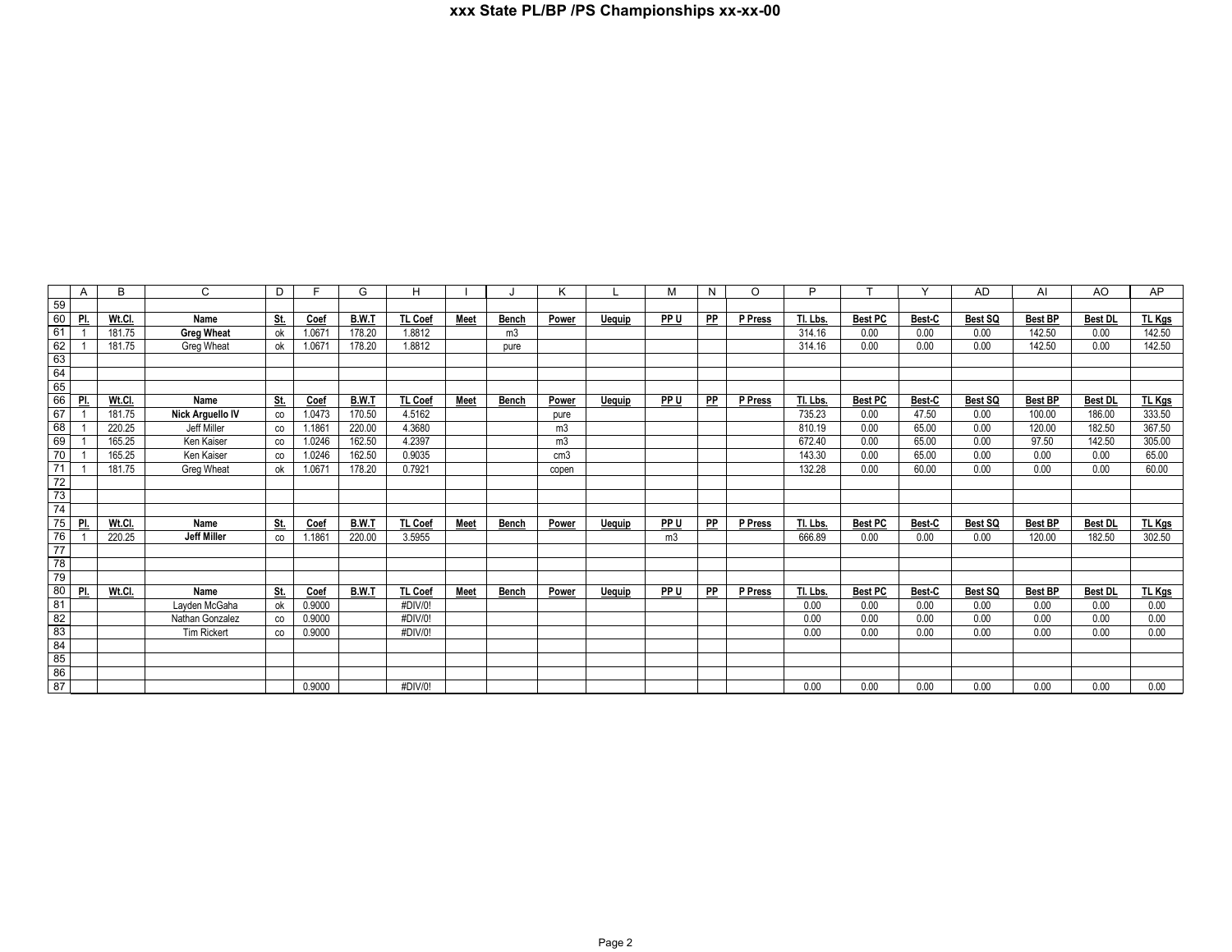# xxx State PL/BP /PS Championships xx-xx-00

| | A | B | C | D | F | G | H | I | J | K | L | M | N | O | P | T | Y | AD | AI | AO | AP |
|---|---|---|---|---|---|---|---|---|---|---|---|---|---|---|---|---|---|---|---|---|---|
| 59 | | | | | | | | | | | | | | | | | | | | | |
| 60 | **Pl.** | **Wt.Cl.** | **Name** | **St.** | **Coef** | **B.W.T** | **TL Coef** | **Meet** | **Bench** | **Power** | **Uequip** | **PP U** | **PP** | **P Press** | **Tl. Lbs.** | **Best PC** | **Best-C** | **Best SQ** | **Best BP** | **Best DL** | **TL Kgs** |
| 61 | 1 | 181.75 | **Greg Wheat** | ok | 1.0671 | 178.20 | 1.8812 | | m3 | | | | | | 314.16 | 0.00 | 0.00 | 0.00 | 142.50 | 0.00 | 142.50 |
| 62 | 1 | 181.75 | Greg Wheat | ok | 1.0671 | 178.20 | 1.8812 | | pure | | | | | | 314.16 | 0.00 | 0.00 | 0.00 | 142.50 | 0.00 | 142.50 |
| 63 | | | | | | | | | | | | | | | | | | | | | |
| 64 | | | | | | | | | | | | | | | | | | | | | |
| 65 | | | | | | | | | | | | | | | | | | | | | |
| 66 | **Pl.** | **Wt.Cl.** | **Name** | **St.** | **Coef** | **B.W.T** | **TL Coef** | **Meet** | **Bench** | **Power** | **Uequip** | **PP U** | **PP** | **P Press** | **Tl. Lbs.** | **Best PC** | **Best-C** | **Best SQ** | **Best BP** | **Best DL** | **TL Kgs** |
| 67 | 1 | 181.75 | **Nick Arguello IV** | co | 1.0473 | 170.50 | 4.5162 | | | pure | | | | | 735.23 | 0.00 | 47.50 | 0.00 | 100.00 | 186.00 | 333.50 |
| 68 | 1 | 220.25 | Jeff Miller | co | 1.1861 | 220.00 | 4.3680 | | | m3 | | | | | 810.19 | 0.00 | 65.00 | 0.00 | 120.00 | 182.50 | 367.50 |
| 69 | 1 | 165.25 | Ken Kaiser | co | 1.0246 | 162.50 | 4.2397 | | | m3 | | | | | 672.40 | 0.00 | 65.00 | 0.00 | 97.50 | 142.50 | 305.00 |
| 70 | 1 | 165.25 | Ken Kaiser | co | 1.0246 | 162.50 | 0.9035 | | | cm3 | | | | | 143.30 | 0.00 | 65.00 | 0.00 | 0.00 | 0.00 | 65.00 |
| 71 | 1 | 181.75 | Greg Wheat | ok | 1.0671 | 178.20 | 0.7921 | | | copen | | | | | 132.28 | 0.00 | 60.00 | 0.00 | 0.00 | 0.00 | 60.00 |
| 72 | | | | | | | | | | | | | | | | | | | | | |
| 73 | | | | | | | | | | | | | | | | | | | | | |
| 74 | | | | | | | | | | | | | | | | | | | | | |
| 75 | **Pl.** | **Wt.Cl.** | **Name** | **St.** | **Coef** | **B.W.T** | **TL Coef** | **Meet** | **Bench** | **Power** | **Uequip** | **PP U** | **PP** | **P Press** | **Tl. Lbs.** | **Best PC** | **Best-C** | **Best SQ** | **Best BP** | **Best DL** | **TL Kgs** |
| 76 | 1 | 220.25 | **Jeff Miller** | co | 1.1861 | 220.00 | 3.5955 | | | | | m3 | | | 666.89 | 0.00 | 0.00 | 0.00 | 120.00 | 182.50 | 302.50 |
| 77 | | | | | | | | | | | | | | | | | | | | | |
| 78 | | | | | | | | | | | | | | | | | | | | | |
| 79 | | | | | | | | | | | | | | | | | | | | | |
| 80 | **Pl.** | **Wt.Cl.** | **Name** | **St.** | **Coef** | **B.W.T** | **TL Coef** | **Meet** | **Bench** | **Power** | **Uequip** | **PP U** | **PP** | **P Press** | **Tl. Lbs.** | **Best PC** | **Best-C** | **Best SQ** | **Best BP** | **Best DL** | **TL Kgs** |
| 81 | | | Layden McGaha | ok | 0.9000 | | #DIV/0! | | | | | | | | 0.00 | 0.00 | 0.00 | 0.00 | 0.00 | 0.00 | 0.00 |
| 82 | | | Nathan Gonzalez | co | 0.9000 | | #DIV/0! | | | | | | | | 0.00 | 0.00 | 0.00 | 0.00 | 0.00 | 0.00 | 0.00 |
| 83 | | | Tim Rickert | co | 0.9000 | | #DIV/0! | | | | | | | | 0.00 | 0.00 | 0.00 | 0.00 | 0.00 | 0.00 | 0.00 |
| 84 | | | | | | | | | | | | | | | | | | | | | |
| 85 | | | | | | | | | | | | | | | | | | | | | |
| 86 | | | | | | | | | | | | | | | | | | | | | |
| 87 | | | | | 0.9000 | | #DIV/0! | | | | | | | | 0.00 | 0.00 | 0.00 | 0.00 | 0.00 | 0.00 | 0.00 |